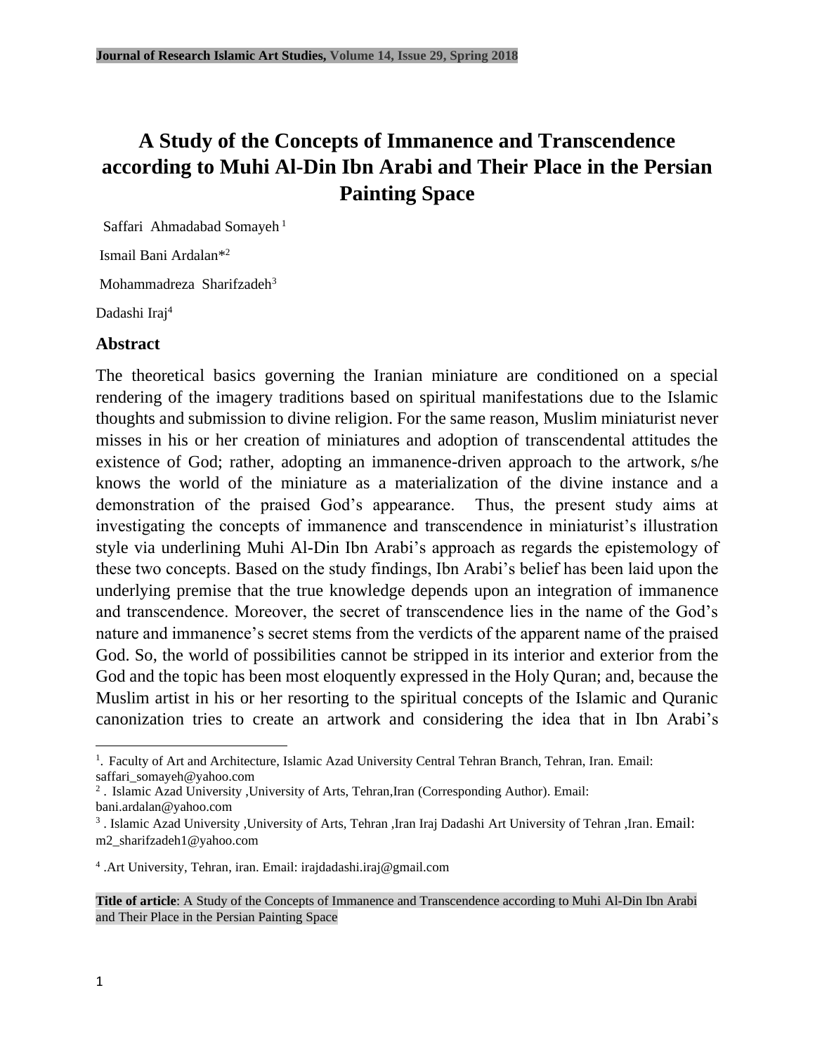# A Study of the Concepts of Immanence and Transcendence according to Muhi Al-Din Ibn Arabi and Their Place in the Persian Painting Space

Saffari Ahmadabad Somayeh [1]

Ismail Bani Ardalan*[2]

Mohammadreza Sharifzadeh[3]

Dadashi Iraj[4]

## Abstract

The theoretical basics governing the Iranian miniature are conditioned on a special rendering of the imagery traditions based on spiritual manifestations due to the Islamic thoughts and submission to divine religion. For the same reason, Muslim miniaturist never misses in his or her creation of miniatures and adoption of transcendental attitudes the existence of God; rather, adopting an immanence-driven approach to the artwork, s/he knows the world of the miniature as a materialization of the divine instance and a demonstration of the praised God's appearance. Thus, the present study aims at investigating the concepts of immanence and transcendence in miniaturist's illustration style via underlining Muhi Al-Din Ibn Arabi's approach as regards the epistemology of these two concepts. Based on the study findings, Ibn Arabi's belief has been laid upon the underlying premise that the true knowledge depends upon an integration of immanence and transcendence. Moreover, the secret of transcendence lies in the name of the God's nature and immanence's secret stems from the verdicts of the apparent name of the praised God. So, the world of possibilities cannot be stripped in its interior and exterior from the God and the topic has been most eloquently expressed in the Holy Quran; and, because the Muslim artist in his or her resorting to the spiritual concepts of the Islamic and Quranic canonization tries to create an artwork and considering the idea that in Ibn Arabi's

---

[1]. Faculty of Art and Architecture, Islamic Azad University Central Tehran Branch, Tehran, Iran. Email: saffari_somayeh@yahoo.com

[2]. Islamic Azad University ,University of Arts, Tehran,Iran (Corresponding Author). Email: bani.ardalan@yahoo.com

[3]. Islamic Azad University ,University of Arts, Tehran ,Iran Iraj Dadashi Art University of Tehran ,Iran. Email: m2_sharifzadeh1@yahoo.com

[4]. Art University, Tehran, iran. Email: irajdadashi.iraj@gmail.com

**Title of article**: A Study of the Concepts of Immanence and Transcendence according to Muhi Al-Din Ibn Arabi and Their Place in the Persian Painting Space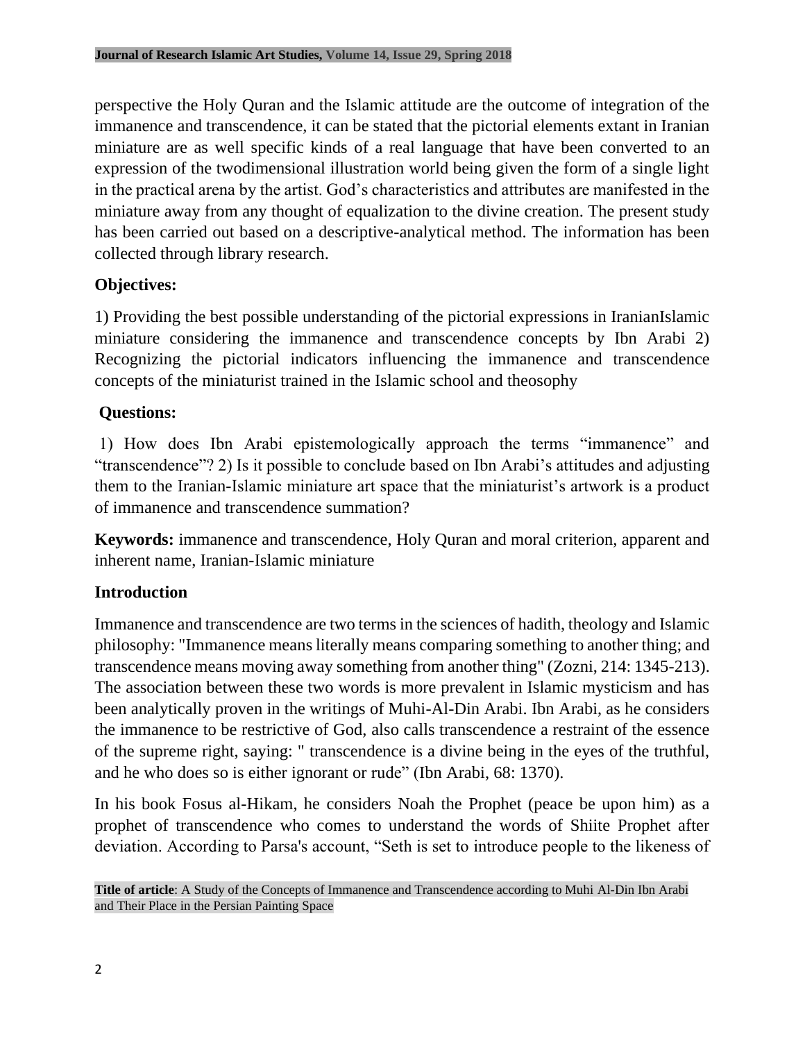perspective the Holy Quran and the Islamic attitude are the outcome of integration of the immanence and transcendence, it can be stated that the pictorial elements extant in Iranian miniature are as well specific kinds of a real language that have been converted to an expression of the twodimensional illustration world being given the form of a single light in the practical arena by the artist. God's characteristics and attributes are manifested in the miniature away from any thought of equalization to the divine creation. The present study has been carried out based on a descriptive-analytical method. The information has been collected through library research.

**Objectives:**

1) Providing the best possible understanding of the pictorial expressions in IranianIslamic miniature considering the immanence and transcendence concepts by Ibn Arabi 2) Recognizing the pictorial indicators influencing the immanence and transcendence concepts of the miniaturist trained in the Islamic school and theosophy

**Questions:**

1) How does Ibn Arabi epistemologically approach the terms "immanence" and "transcendence"? 2) Is it possible to conclude based on Ibn Arabi's attitudes and adjusting them to the Iranian-Islamic miniature art space that the miniaturist's artwork is a product of immanence and transcendence summation?

**Keywords:** immanence and transcendence, Holy Quran and moral criterion, apparent and inherent name, Iranian-Islamic miniature

## Introduction

Immanence and transcendence are two terms in the sciences of hadith, theology and Islamic philosophy: "Immanence means literally means comparing something to another thing; and transcendence means moving away something from another thing" (Zozni, 214: 1345-213). The association between these two words is more prevalent in Islamic mysticism and has been analytically proven in the writings of Muhi-Al-Din Arabi. Ibn Arabi, as he considers the immanence to be restrictive of God, also calls transcendence a restraint of the essence of the supreme right, saying: " transcendence is a divine being in the eyes of the truthful, and he who does so is either ignorant or rude" (Ibn Arabi, 68: 1370).

In his book Fosus al-Hikam, he considers Noah the Prophet (peace be upon him) as a prophet of transcendence who comes to understand the words of Shiite Prophet after deviation. According to Parsa's account, "Seth is set to introduce people to the likeness of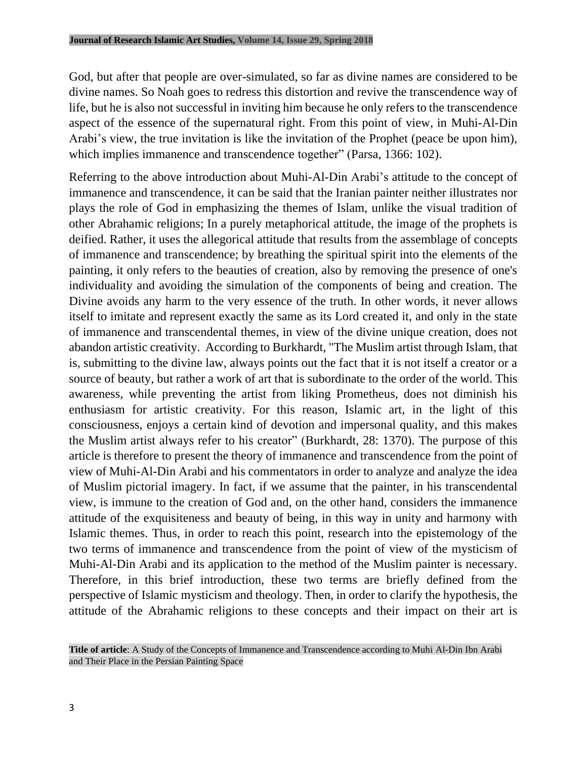God, but after that people are over-simulated, so far as divine names are considered to be divine names. So Noah goes to redress this distortion and revive the transcendence way of life, but he is also not successful in inviting him because he only refers to the transcendence aspect of the essence of the supernatural right. From this point of view, in Muhi-Al-Din Arabi's view, the true invitation is like the invitation of the Prophet (peace be upon him), which implies immanence and transcendence together" (Parsa, 1366: 102).

Referring to the above introduction about Muhi-Al-Din Arabi's attitude to the concept of immanence and transcendence, it can be said that the Iranian painter neither illustrates nor plays the role of God in emphasizing the themes of Islam, unlike the visual tradition of other Abrahamic religions; In a purely metaphorical attitude, the image of the prophets is deified. Rather, it uses the allegorical attitude that results from the assemblage of concepts of immanence and transcendence; by breathing the spiritual spirit into the elements of the painting, it only refers to the beauties of creation, also by removing the presence of one's individuality and avoiding the simulation of the components of being and creation. The Divine avoids any harm to the very essence of the truth. In other words, it never allows itself to imitate and represent exactly the same as its Lord created it, and only in the state of immanence and transcendental themes, in view of the divine unique creation, does not abandon artistic creativity. According to Burkhardt, "The Muslim artist through Islam, that is, submitting to the divine law, always points out the fact that it is not itself a creator or a source of beauty, but rather a work of art that is subordinate to the order of the world. This awareness, while preventing the artist from liking Prometheus, does not diminish his enthusiasm for artistic creativity. For this reason, Islamic art, in the light of this consciousness, enjoys a certain kind of devotion and impersonal quality, and this makes the Muslim artist always refer to his creator" (Burkhardt, 28: 1370). The purpose of this article is therefore to present the theory of immanence and transcendence from the point of view of Muhi-Al-Din Arabi and his commentators in order to analyze and analyze the idea of Muslim pictorial imagery. In fact, if we assume that the painter, in his transcendental view, is immune to the creation of God and, on the other hand, considers the immanence attitude of the exquisiteness and beauty of being, in this way in unity and harmony with Islamic themes. Thus, in order to reach this point, research into the epistemology of the two terms of immanence and transcendence from the point of view of the mysticism of Muhi-Al-Din Arabi and its application to the method of the Muslim painter is necessary. Therefore, in this brief introduction, these two terms are briefly defined from the perspective of Islamic mysticism and theology. Then, in order to clarify the hypothesis, the attitude of the Abrahamic religions to these concepts and their impact on their art is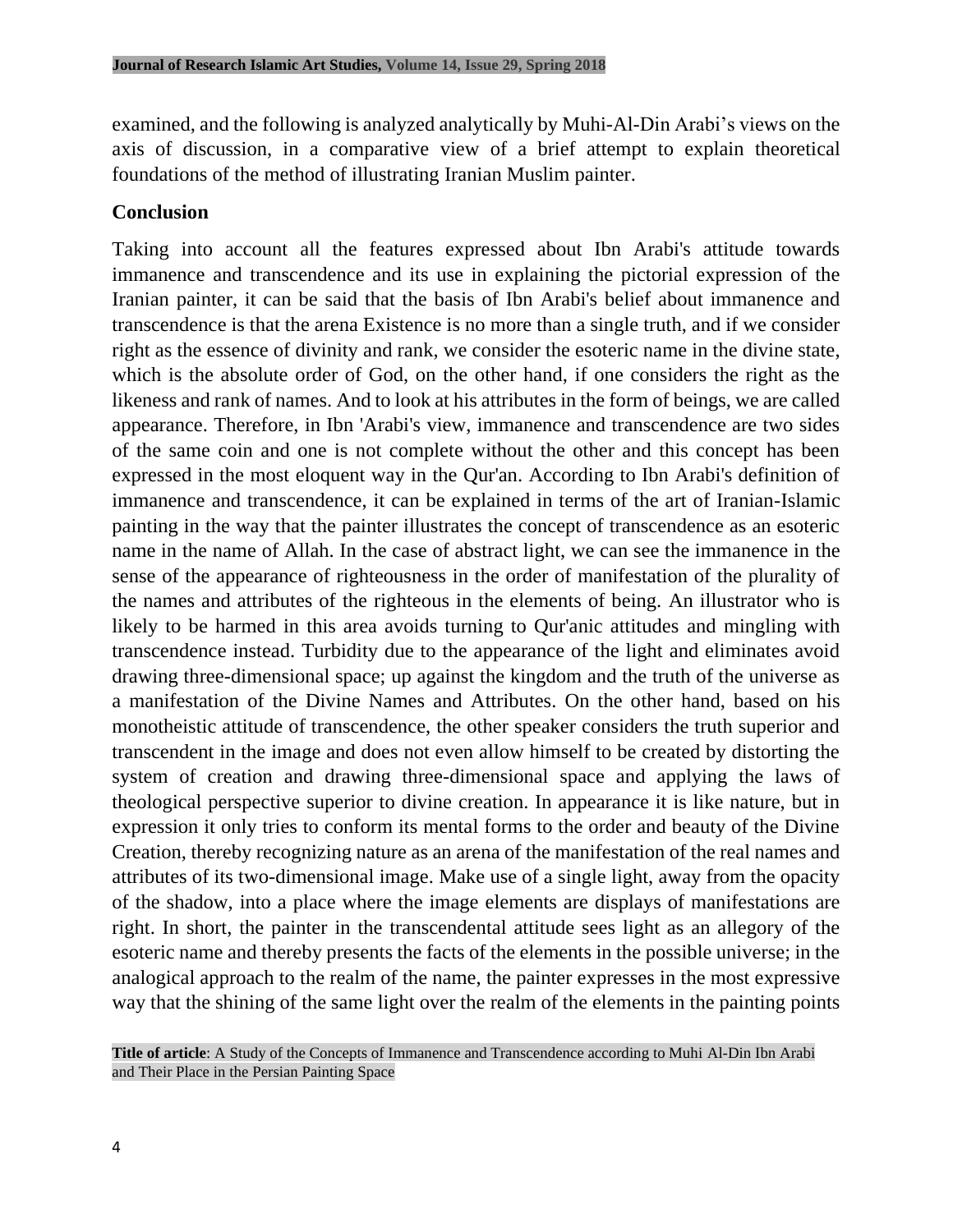examined, and the following is analyzed analytically by Muhi-Al-Din Arabi's views on the axis of discussion, in a comparative view of a brief attempt to explain theoretical foundations of the method of illustrating Iranian Muslim painter.

## Conclusion

Taking into account all the features expressed about Ibn Arabi's attitude towards immanence and transcendence and its use in explaining the pictorial expression of the Iranian painter, it can be said that the basis of Ibn Arabi's belief about immanence and transcendence is that the arena Existence is no more than a single truth, and if we consider right as the essence of divinity and rank, we consider the esoteric name in the divine state, which is the absolute order of God, on the other hand, if one considers the right as the likeness and rank of names. And to look at his attributes in the form of beings, we are called appearance. Therefore, in Ibn 'Arabi's view, immanence and transcendence are two sides of the same coin and one is not complete without the other and this concept has been expressed in the most eloquent way in the Qur'an. According to Ibn Arabi's definition of immanence and transcendence, it can be explained in terms of the art of Iranian-Islamic painting in the way that the painter illustrates the concept of transcendence as an esoteric name in the name of Allah. In the case of abstract light, we can see the immanence in the sense of the appearance of righteousness in the order of manifestation of the plurality of the names and attributes of the righteous in the elements of being. An illustrator who is likely to be harmed in this area avoids turning to Qur'anic attitudes and mingling with transcendence instead. Turbidity due to the appearance of the light and eliminates avoid drawing three-dimensional space; up against the kingdom and the truth of the universe as a manifestation of the Divine Names and Attributes. On the other hand, based on his monotheistic attitude of transcendence, the other speaker considers the truth superior and transcendent in the image and does not even allow himself to be created by distorting the system of creation and drawing three-dimensional space and applying the laws of theological perspective superior to divine creation. In appearance it is like nature, but in expression it only tries to conform its mental forms to the order and beauty of the Divine Creation, thereby recognizing nature as an arena of the manifestation of the real names and attributes of its two-dimensional image. Make use of a single light, away from the opacity of the shadow, into a place where the image elements are displays of manifestations are right. In short, the painter in the transcendental attitude sees light as an allegory of the esoteric name and thereby presents the facts of the elements in the possible universe; in the analogical approach to the realm of the name, the painter expresses in the most expressive way that the shining of the same light over the realm of the elements in the painting points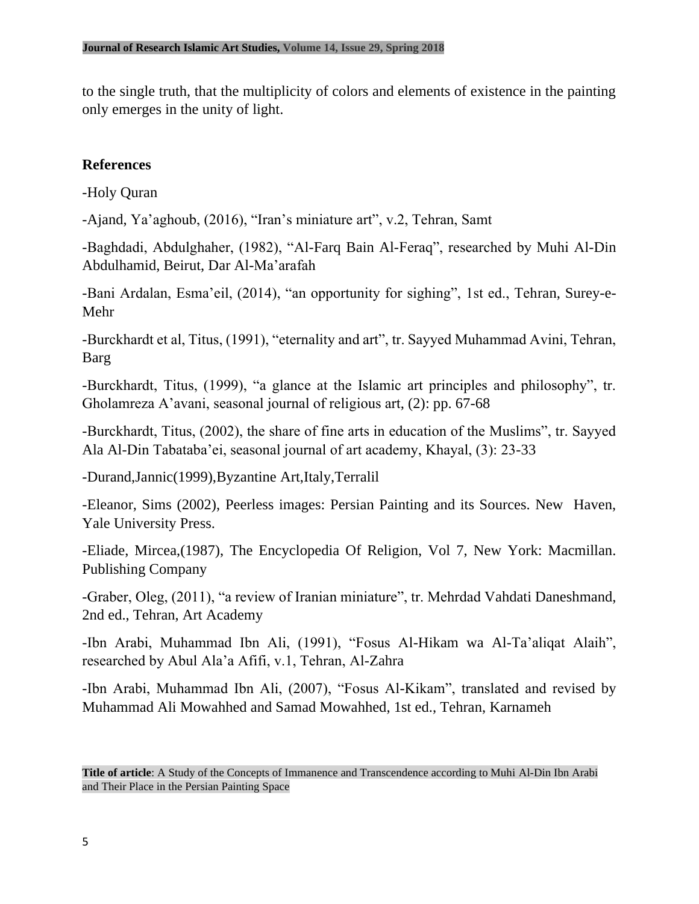to the single truth, that the multiplicity of colors and elements of existence in the painting only emerges in the unity of light.

## References

-Holy Quran

-Ajand, Ya'aghoub, (2016), "Iran's miniature art", v.2, Tehran, Samt

-Baghdadi, Abdulghaher, (1982), "Al-Farq Bain Al-Feraq", researched by Muhi Al-Din Abdulhamid, Beirut, Dar Al-Ma'arafah

-Bani Ardalan, Esma'eil, (2014), "an opportunity for sighing", 1st ed., Tehran, Surey-e-Mehr

-Burckhardt et al, Titus, (1991), "eternality and art", tr. Sayyed Muhammad Avini, Tehran, Barg

-Burckhardt, Titus, (1999), "a glance at the Islamic art principles and philosophy", tr. Gholamreza A'avani, seasonal journal of religious art, (2): pp. 67-68

-Burckhardt, Titus, (2002), the share of fine arts in education of the Muslims", tr. Sayyed Ala Al-Din Tabataba'ei, seasonal journal of art academy, Khayal, (3): 23-33

-Durand,Jannic(1999),Byzantine Art,Italy,Terralil

-Eleanor, Sims (2002), Peerless images: Persian Painting and its Sources. New Haven, Yale University Press.

-Eliade, Mircea,(1987), The Encyclopedia Of Religion, Vol 7, New York: Macmillan. Publishing Company

-Graber, Oleg, (2011), "a review of Iranian miniature", tr. Mehrdad Vahdati Daneshmand, 2nd ed., Tehran, Art Academy

-Ibn Arabi, Muhammad Ibn Ali, (1991), "Fosus Al-Hikam wa Al-Ta'aliqat Alaih", researched by Abul Ala'a Afifi, v.1, Tehran, Al-Zahra

-Ibn Arabi, Muhammad Ibn Ali, (2007), "Fosus Al-Kikam", translated and revised by Muhammad Ali Mowahhed and Samad Mowahhed, 1st ed., Tehran, Karnameh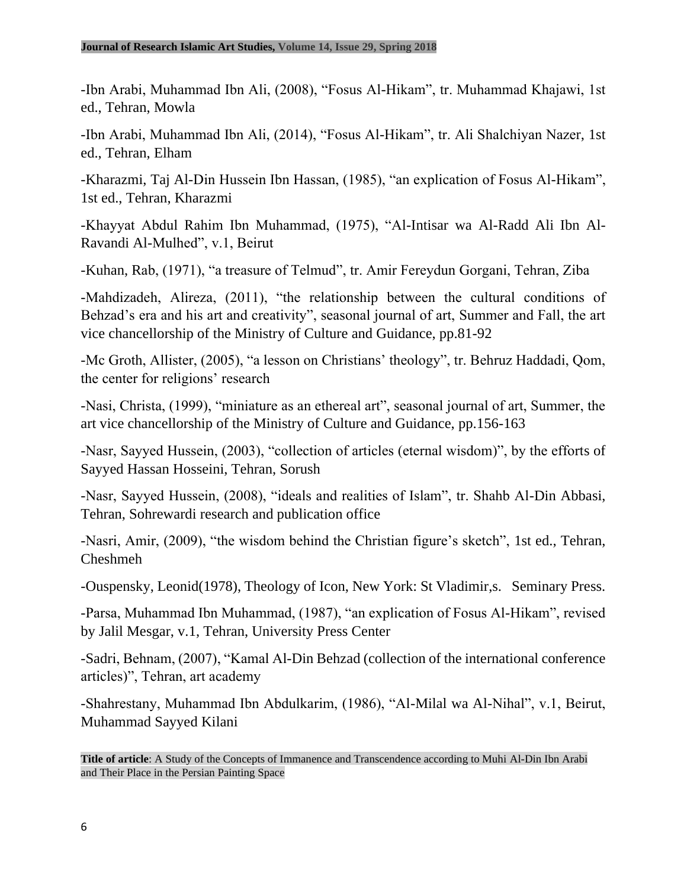-Ibn Arabi, Muhammad Ibn Ali, (2008), “Fosus Al-Hikam”, tr. Muhammad Khajawi, 1st ed., Tehran, Mowla

-Ibn Arabi, Muhammad Ibn Ali, (2014), “Fosus Al-Hikam”, tr. Ali Shalchiyan Nazer, 1st ed., Tehran, Elham

-Kharazmi, Taj Al-Din Hussein Ibn Hassan, (1985), “an explication of Fosus Al-Hikam”, 1st ed., Tehran, Kharazmi

-Khayyat Abdul Rahim Ibn Muhammad, (1975), “Al-Intisar wa Al-Radd Ali Ibn Al-Ravandi Al-Mulhed”, v.1, Beirut

-Kuhan, Rab, (1971), “a treasure of Telmud”, tr. Amir Fereydun Gorgani, Tehran, Ziba

-Mahdizadeh, Alireza, (2011), “the relationship between the cultural conditions of Behzad’s era and his art and creativity”, seasonal journal of art, Summer and Fall, the art vice chancellorship of the Ministry of Culture and Guidance, pp.81-92

-Mc Groth, Allister, (2005), “a lesson on Christians’ theology”, tr. Behruz Haddadi, Qom, the center for religions’ research

-Nasi, Christa, (1999), “miniature as an ethereal art”, seasonal journal of art, Summer, the art vice chancellorship of the Ministry of Culture and Guidance, pp.156-163

-Nasr, Sayyed Hussein, (2003), “collection of articles (eternal wisdom)”, by the efforts of Sayyed Hassan Hosseini, Tehran, Sorush

-Nasr, Sayyed Hussein, (2008), “ideals and realities of Islam”, tr. Shahb Al-Din Abbasi, Tehran, Sohrewardi research and publication office

-Nasri, Amir, (2009), “the wisdom behind the Christian figure’s sketch”, 1st ed., Tehran, Cheshmeh

-Ouspensky, Leonid(1978), Theology of Icon, New York: St Vladimir,s. Seminary Press.

-Parsa, Muhammad Ibn Muhammad, (1987), “an explication of Fosus Al-Hikam”, revised by Jalil Mesgar, v.1, Tehran, University Press Center

-Sadri, Behnam, (2007), “Kamal Al-Din Behzad (collection of the international conference articles)”, Tehran, art academy

-Shahrestany, Muhammad Ibn Abdulkarim, (1986), “Al-Milal wa Al-Nihal”, v.1, Beirut, Muhammad Sayyed Kilani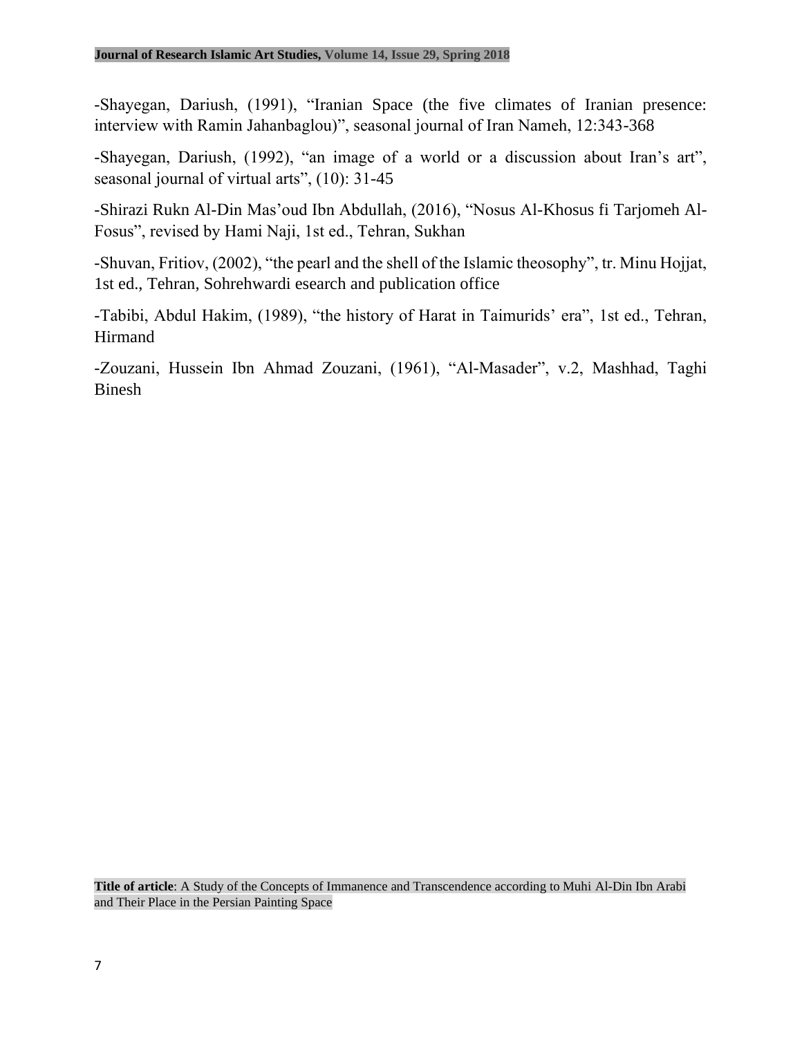-Shayegan, Dariush, (1991), "Iranian Space (the five climates of Iranian presence: interview with Ramin Jahanbaglou)", seasonal journal of Iran Nameh, 12:343-368

-Shayegan, Dariush, (1992), "an image of a world or a discussion about Iran's art", seasonal journal of virtual arts", (10): 31-45

-Shirazi Rukn Al-Din Mas'oud Ibn Abdullah, (2016), "Nosus Al-Khosus fi Tarjomeh Al-Fosus", revised by Hami Naji, 1st ed., Tehran, Sukhan

-Shuvan, Fritiov, (2002), "the pearl and the shell of the Islamic theosophy", tr. Minu Hojjat, 1st ed., Tehran, Sohrehwardi esearch and publication office

-Tabibi, Abdul Hakim, (1989), "the history of Harat in Taimurids' era", 1st ed., Tehran, Hirmand

-Zouzani, Hussein Ibn Ahmad Zouzani, (1961), "Al-Masader", v.2, Mashhad, Taghi Binesh